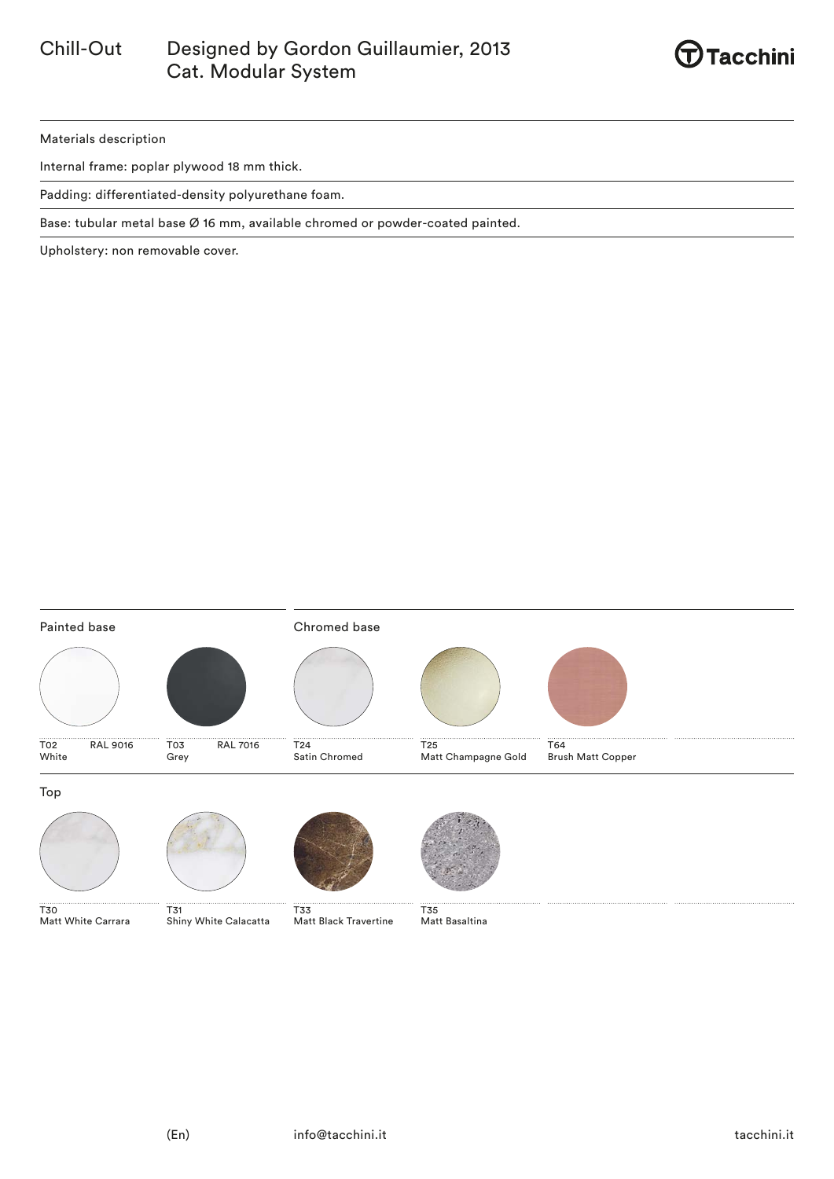Chill-Out Designed by Gordon Guillaumier, 2013
Cat. Modular System

## Materials description

Internal frame: poplar plywood 18 mm thick.

Padding: differentiated-density polyurethane foam.

Base: tubular metal base Ø 16 mm, available chromed or powder-coated painted.

Upholstery: non removable cover.

### Painted base

- T02 RAL 9016 White
- T03 RAL 7016 Grey

### Chromed base

- T24 Satin Chromed
- T25 Matt Champagne Gold
- T64 Brush Matt Copper

### Top

- T30 Matt White Carrara
- T31 Shiny White Calacatta
- T33 Matt Black Travertine
- T35 Matt Basaltina

(En) info@tacchini.it tacchini.it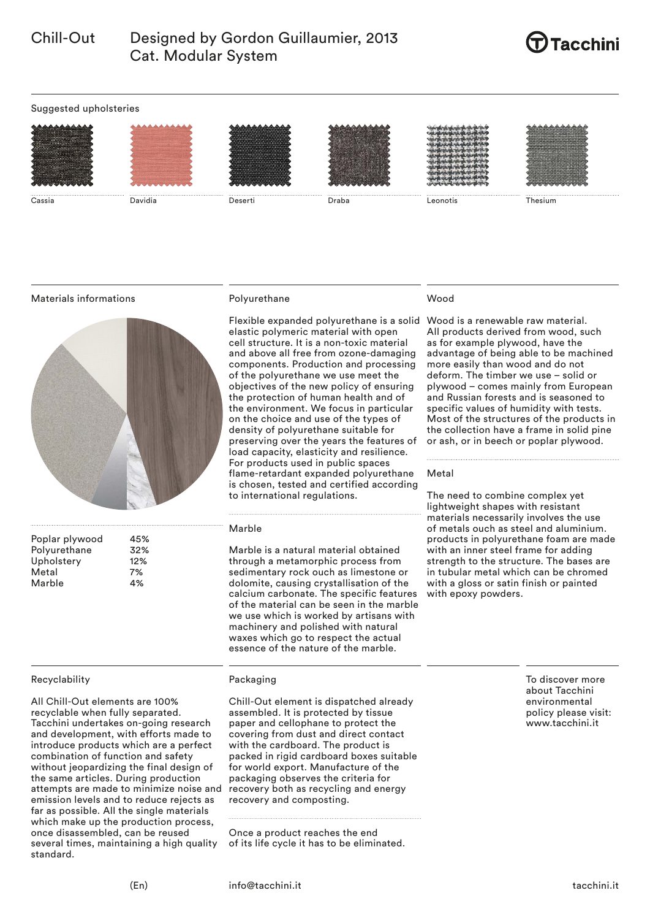# Chill-Out

Designed by Gordon Guillaumier, 2013
Cat. Modular System

Tacchini

## Suggested upholsteries

Cassia
Davidia
Deserti
Draba
Leonotis
Thesium

## Materials informations

| | |
|---|---|
| Poplar plywood | 45% |
| Polyurethane | 32% |
| Upholstery | 12% |
| Metal | 7% |
| Marble | 4% |

## Polyurethane

Flexible expanded polyurethane is a solid elastic polymeric material with open cell structure. It is a non-toxic material and above all free from ozone-damaging components. Production and processing of the polyurethane we use meet the objectives of the new policy of ensuring the protection of human health and of the environment. We focus in particular on the choice and use of the types of density of polyurethane suitable for preserving over the years the features of load capacity, elasticity and resilience. For products used in public spaces flame-retardant expanded polyurethane is chosen, tested and certified according to international regulations.

## Marble

Marble is a natural material obtained through a metamorphic process from sedimentary rock ouch as limestone or dolomite, causing crystallisation of the calcium carbonate. The specific features of the material can be seen in the marble we use which is worked by artisans with machinery and polished with natural waxes which go to respect the actual essence of the nature of the marble.

## Wood

Wood is a renewable raw material. All products derived from wood, such as for example plywood, have the advantage of being able to be machined more easily than wood and do not deform. The timber we use – solid or plywood – comes mainly from European and Russian forests and is seasoned to specific values of humidity with tests. Most of the structures of the products in the collection have a frame in solid pine or ash, or in beech or poplar plywood.

## Metal

The need to combine complex yet lightweight shapes with resistant materials necessarily involves the use of metals ouch as steel and aluminium. products in polyurethane foam are made with an inner steel frame for adding strength to the structure. The bases are in tubular metal which can be chromed with a gloss or satin finish or painted with epoxy powders.

## Recyclability

All Chill-Out elements are 100% recyclable when fully separated. Tacchini undertakes on-going research and development, with efforts made to introduce products which are a perfect combination of function and safety without jeopardizing the final design of the same articles. During production attempts are made to minimize noise and emission levels and to reduce rejects as far as possible. All the single materials which make up the production process, once disassembled, can be reused several times, maintaining a high quality standard.

## Packaging

Chill-Out element is dispatched already assembled. It is protected by tissue paper and cellophane to protect the covering from dust and direct contact with the cardboard. The product is packed in rigid cardboard boxes suitable for world export. Manufacture of the packaging observes the criteria for recovery both as recycling and energy recovery and composting.

Once a product reaches the end of its life cycle it has to be eliminated.

To discover more about Tacchini environmental policy please visit: www.tacchini.it

(En)

info@tacchini.it

tacchini.it